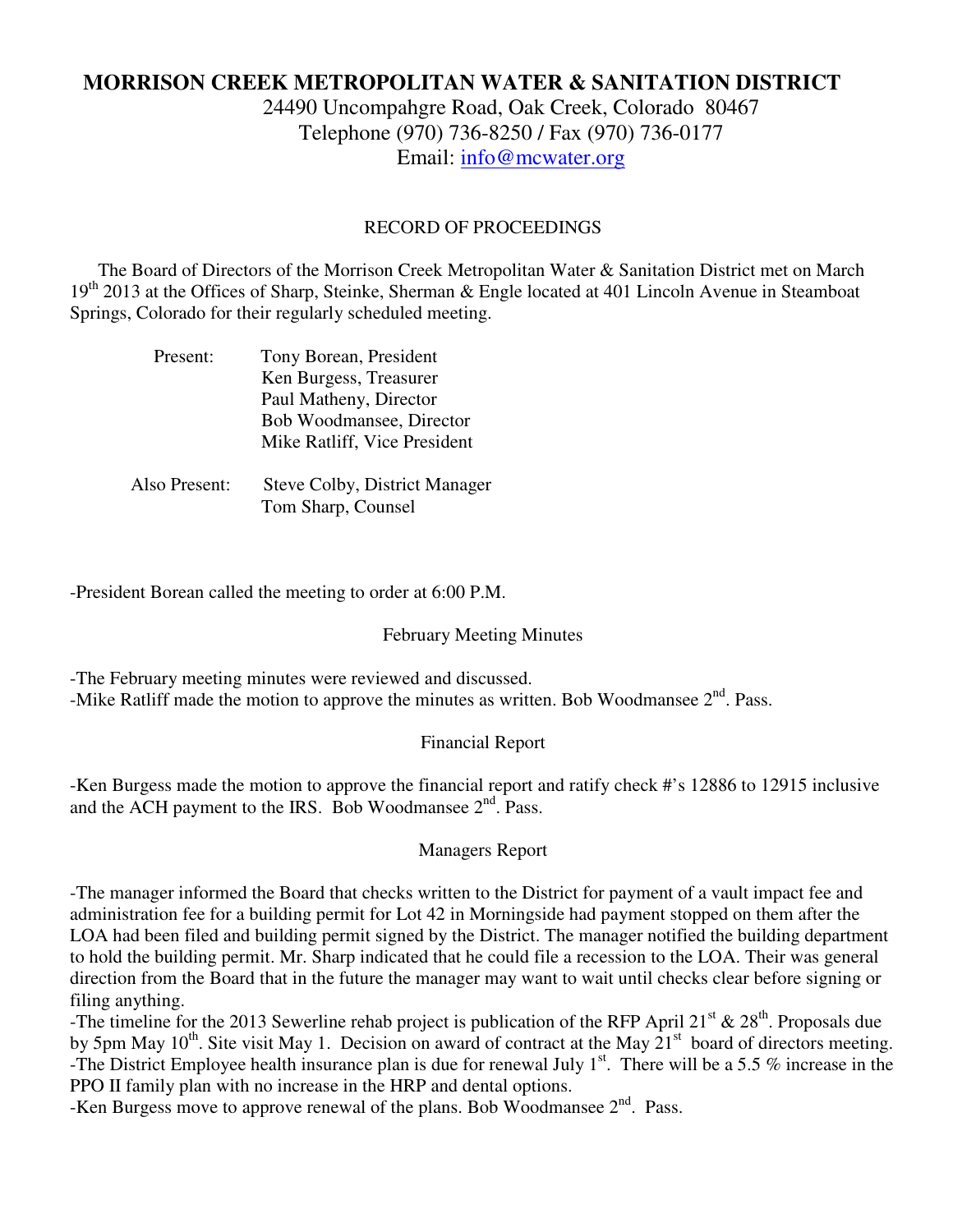# MORRISON CREEK METROPOLITAN WATER & SANITATION DISTRICT

24490 Uncompahgre Road, Oak Creek, Colorado 80467
Telephone (970) 736-8250 / Fax (970) 736-0177
Email: info@mcwater.org

## RECORD OF PROCEEDINGS

The Board of Directors of the Morrison Creek Metropolitan Water & Sanitation District met on March 19th 2013 at the Offices of Sharp, Steinke, Sherman & Engle located at 401 Lincoln Avenue in Steamboat Springs, Colorado for their regularly scheduled meeting.

Present:
- Tony Borean, President
- Ken Burgess, Treasurer
- Paul Matheny, Director
- Bob Woodmansee, Director
- Mike Ratliff, Vice President

Also Present:
- Steve Colby, District Manager
- Tom Sharp, Counsel

-President Borean called the meeting to order at 6:00 P.M.

### February Meeting Minutes

-The February meeting minutes were reviewed and discussed.
-Mike Ratliff made the motion to approve the minutes as written. Bob Woodmansee 2nd. Pass.

### Financial Report

-Ken Burgess made the motion to approve the financial report and ratify check #'s 12886 to 12915 inclusive and the ACH payment to the IRS. Bob Woodmansee 2nd. Pass.

### Managers Report

-The manager informed the Board that checks written to the District for payment of a vault impact fee and administration fee for a building permit for Lot 42 in Morningside had payment stopped on them after the LOA had been filed and building permit signed by the District. The manager notified the building department to hold the building permit. Mr. Sharp indicated that he could file a recession to the LOA. Their was general direction from the Board that in the future the manager may want to wait until checks clear before signing or filing anything.
-The timeline for the 2013 Sewerline rehab project is publication of the RFP April 21st & 28th. Proposals due by 5pm May 10th. Site visit May 1. Decision on award of contract at the May 21st board of directors meeting.
-The District Employee health insurance plan is due for renewal July 1st. There will be a 5.5 % increase in the PPO II family plan with no increase in the HRP and dental options.
-Ken Burgess move to approve renewal of the plans. Bob Woodmansee 2nd. Pass.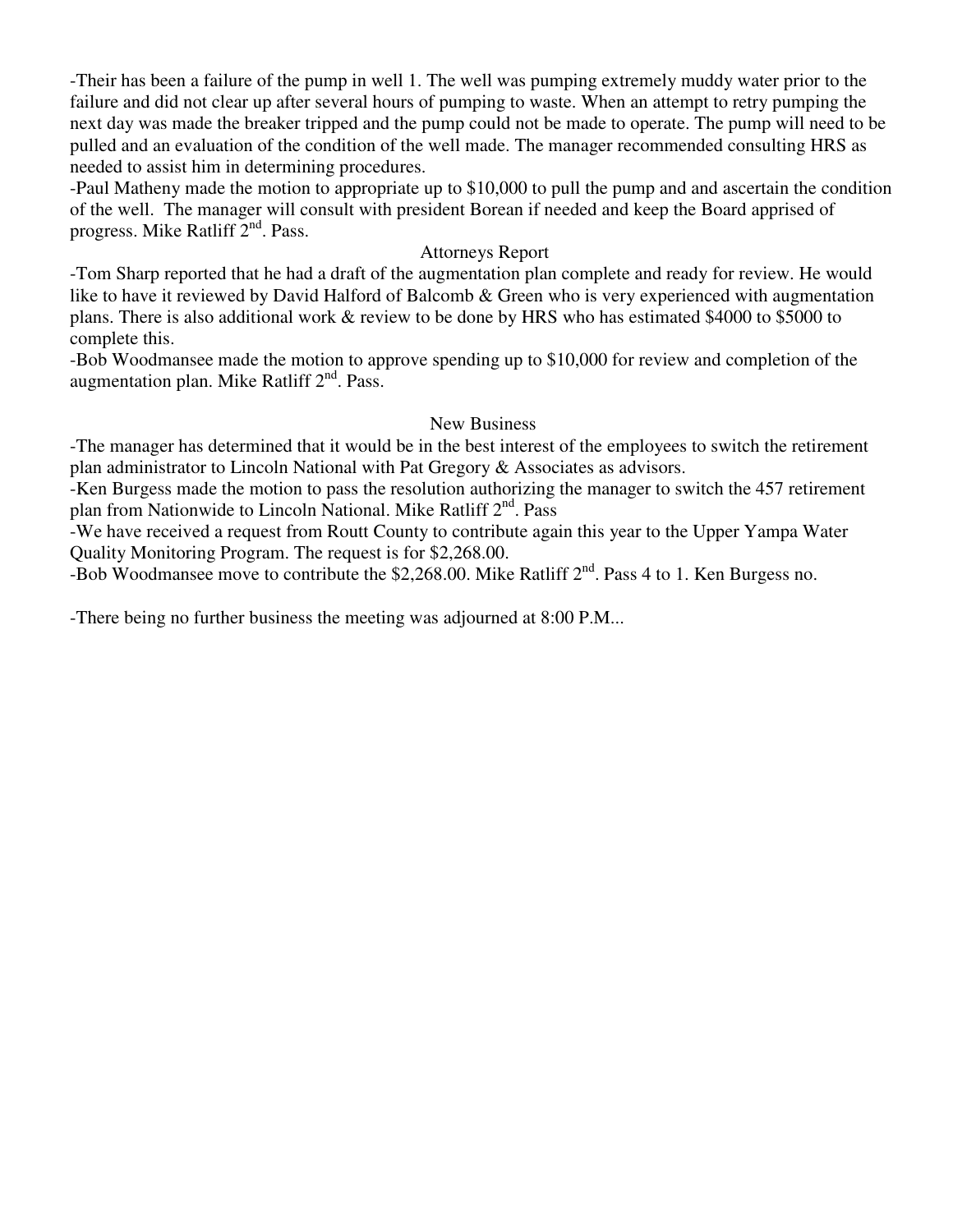-Their has been a failure of the pump in well 1. The well was pumping extremely muddy water prior to the failure and did not clear up after several hours of pumping to waste. When an attempt to retry pumping the next day was made the breaker tripped and the pump could not be made to operate. The pump will need to be pulled and an evaluation of the condition of the well made. The manager recommended consulting HRS as needed to assist him in determining procedures.

-Paul Matheny made the motion to appropriate up to $10,000 to pull the pump and and ascertain the condition of the well. The manager will consult with president Borean if needed and keep the Board apprised of progress. Mike Ratliff 2nd. Pass.

## Attorneys Report

-Tom Sharp reported that he had a draft of the augmentation plan complete and ready for review. He would like to have it reviewed by David Halford of Balcomb & Green who is very experienced with augmentation plans. There is also additional work & review to be done by HRS who has estimated $4000 to $5000 to complete this.

-Bob Woodmansee made the motion to approve spending up to $10,000 for review and completion of the augmentation plan. Mike Ratliff 2nd. Pass.

## New Business

-The manager has determined that it would be in the best interest of the employees to switch the retirement plan administrator to Lincoln National with Pat Gregory & Associates as advisors.

-Ken Burgess made the motion to pass the resolution authorizing the manager to switch the 457 retirement plan from Nationwide to Lincoln National. Mike Ratliff 2nd. Pass

-We have received a request from Routt County to contribute again this year to the Upper Yampa Water Quality Monitoring Program. The request is for $2,268.00.

-Bob Woodmansee move to contribute the $2,268.00. Mike Ratliff 2nd. Pass 4 to 1. Ken Burgess no.

-There being no further business the meeting was adjourned at 8:00 P.M...